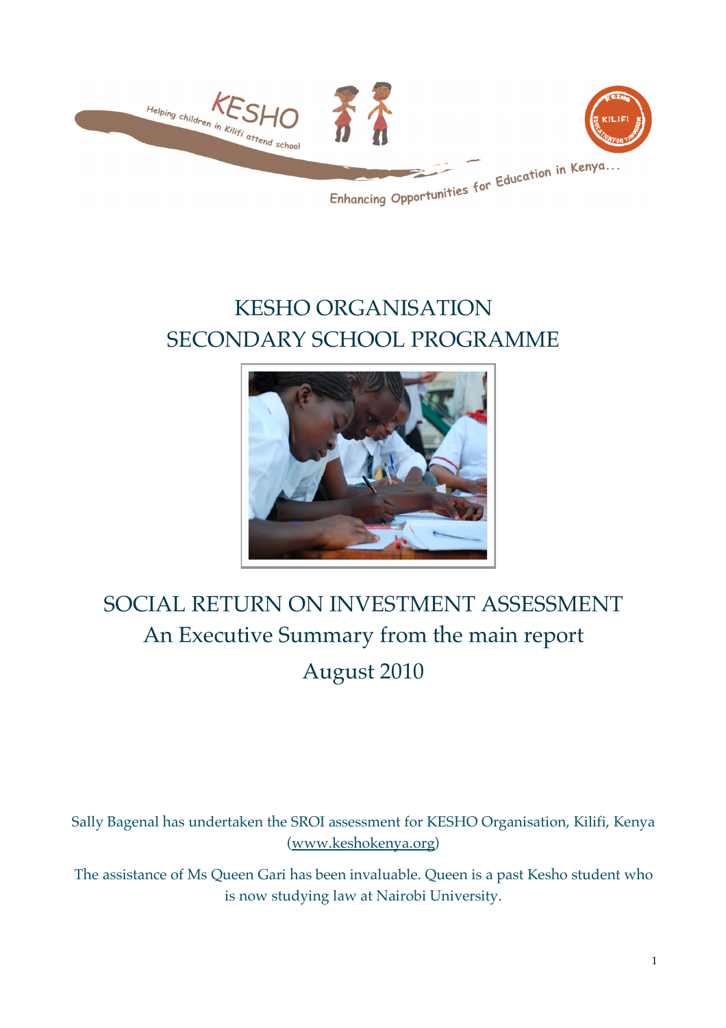KESHO

Helping children in Kilifi attend school

Enhancing Opportunities for Education in Kenya...

# KESHO ORGANISATION
# SECONDARY SCHOOL PROGRAMME

## SOCIAL RETURN ON INVESTMENT ASSESSMENT
## An Executive Summary from the main report
## August 2010

Sally Bagenal has undertaken the SROI assessment for KESHO Organisation, Kilifi, Kenya (www.keshokenya.org)

The assistance of Ms Queen Gari has been invaluable. Queen is a past Kesho student who is now studying law at Nairobi University.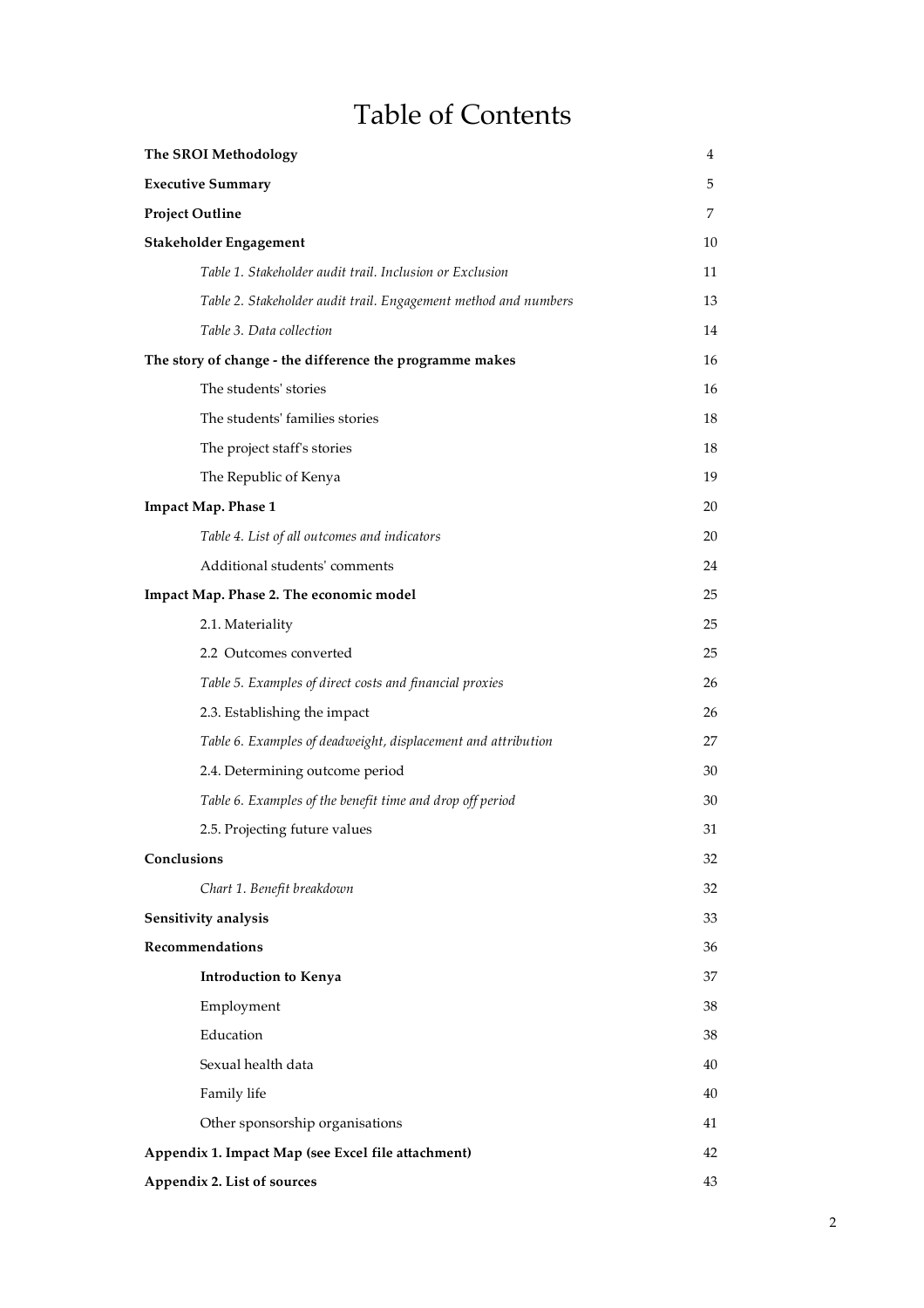# Table of Contents

| | |
|---|---|
| **The SROI Methodology** | 4 |
| **Executive Summary** | 5 |
| **Project Outline** | 7 |
| **Stakeholder Engagement** | 10 |
| *Table 1. Stakeholder audit trail. Inclusion or Exclusion* | 11 |
| *Table 2. Stakeholder audit trail. Engagement method and numbers* | 13 |
| *Table 3. Data collection* | 14 |
| **The story of change - the difference the programme makes** | 16 |
| The students' stories | 16 |
| The students' families stories | 18 |
| The project staff's stories | 18 |
| The Republic of Kenya | 19 |
| **Impact Map. Phase 1** | 20 |
| *Table 4. List of all outcomes and indicators* | 20 |
| Additional students' comments | 24 |
| **Impact Map. Phase 2. The economic model** | 25 |
| 2.1. Materiality | 25 |
| 2.2 Outcomes converted | 25 |
| *Table 5. Examples of direct costs and financial proxies* | 26 |
| 2.3. Establishing the impact | 26 |
| *Table 6. Examples of deadweight, displacement and attribution* | 27 |
| 2.4. Determining outcome period | 30 |
| *Table 6. Examples of the benefit time and drop off period* | 30 |
| 2.5. Projecting future values | 31 |
| **Conclusions** | 32 |
| *Chart 1. Benefit breakdown* | 32 |
| **Sensitivity analysis** | 33 |
| **Recommendations** | 36 |
| **Introduction to Kenya** | 37 |
| Employment | 38 |
| Education | 38 |
| Sexual health data | 40 |
| Family life | 40 |
| Other sponsorship organisations | 41 |
| **Appendix 1. Impact Map (see Excel file attachment)** | 42 |
| **Appendix 2. List of sources** | 43 |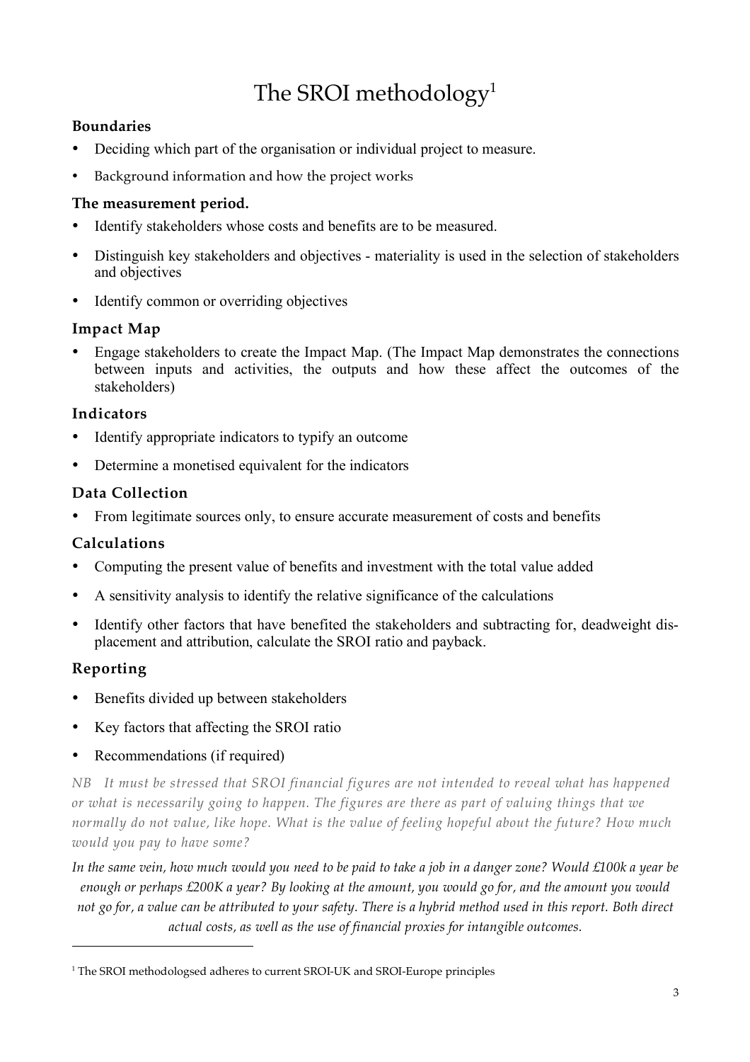# The SROI methodology[1]

### Boundaries

- Deciding which part of the organisation or individual project to measure.
- Background information and how the project works

### The measurement period.

- Identify stakeholders whose costs and benefits are to be measured.
- Distinguish key stakeholders and objectives - materiality is used in the selection of stakeholders and objectives
- Identify common or overriding objectives

### Impact Map

- Engage stakeholders to create the Impact Map. (The Impact Map demonstrates the connections between inputs and activities, the outputs and how these affect the outcomes of the stakeholders)

### Indicators

- Identify appropriate indicators to typify an outcome
- Determine a monetised equivalent for the indicators

### Data Collection

- From legitimate sources only, to ensure accurate measurement of costs and benefits

### Calculations

- Computing the present value of benefits and investment with the total value added
- A sensitivity analysis to identify the relative significance of the calculations
- Identify other factors that have benefited the stakeholders and subtracting for, deadweight dis-placement and attribution, calculate the SROI ratio and payback.

### Reporting

- Benefits divided up between stakeholders
- Key factors that affecting the SROI ratio
- Recommendations (if required)

*NB It must be stressed that SROI financial figures are not intended to reveal what has happened or what is necessarily going to happen. The figures are there as part of valuing things that we normally do not value, like hope. What is the value of feeling hopeful about the future? How much would you pay to have some?*

*In the same vein, how much would you need to be paid to take a job in a danger zone? Would £100k a year be enough or perhaps £200K a year? By looking at the amount, you would go for, and the amount you would not go for, a value can be attributed to your safety. There is a hybrid method used in this report. Both direct actual costs, as well as the use of financial proxies for intangible outcomes.*

---

[1] The SROI methodologsed adheres to current SROI-UK and SROI-Europe principles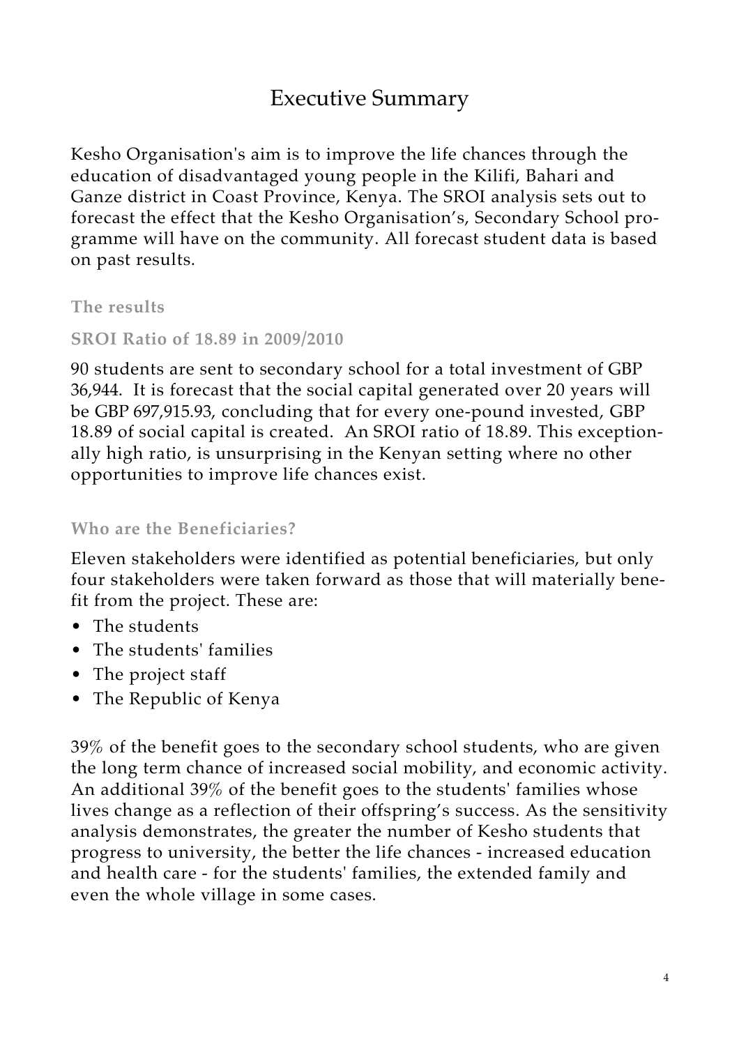# Executive Summary

Kesho Organisation's aim is to improve the life chances through the education of disadvantaged young people in the Kilifi, Bahari and Ganze district in Coast Province, Kenya. The SROI analysis sets out to forecast the effect that the Kesho Organisation's, Secondary School programme will have on the community. All forecast student data is based on past results.

### The results

### SROI Ratio of 18.89 in 2009/2010

90 students are sent to secondary school for a total investment of GBP 36,944. It is forecast that the social capital generated over 20 years will be GBP 697,915.93, concluding that for every one-pound invested, GBP 18.89 of social capital is created. An SROI ratio of 18.89. This exceptionally high ratio, is unsurprising in the Kenyan setting where no other opportunities to improve life chances exist.

### Who are the Beneficiaries?

Eleven stakeholders were identified as potential beneficiaries, but only four stakeholders were taken forward as those that will materially benefit from the project. These are:

- The students
- The students' families
- The project staff
- The Republic of Kenya

39% of the benefit goes to the secondary school students, who are given the long term chance of increased social mobility, and economic activity. An additional 39% of the benefit goes to the students' families whose lives change as a reflection of their offspring's success. As the sensitivity analysis demonstrates, the greater the number of Kesho students that progress to university, the better the life chances - increased education and health care - for the students' families, the extended family and even the whole village in some cases.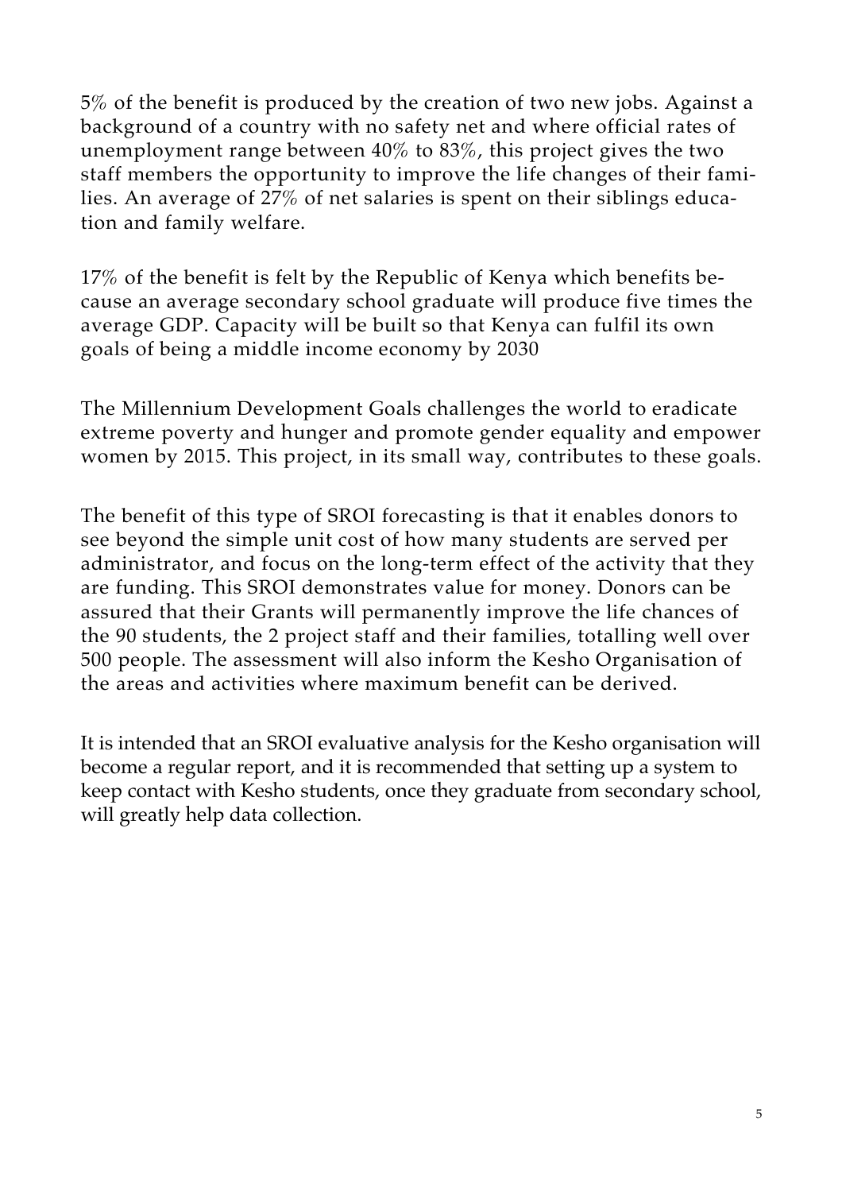5% of the benefit is produced by the creation of two new jobs. Against a background of a country with no safety net and where official rates of unemployment range between 40% to 83%, this project gives the two staff members the opportunity to improve the life changes of their families. An average of 27% of net salaries is spent on their siblings education and family welfare.

17% of the benefit is felt by the Republic of Kenya which benefits because an average secondary school graduate will produce five times the average GDP. Capacity will be built so that Kenya can fulfil its own goals of being a middle income economy by 2030

The Millennium Development Goals challenges the world to eradicate extreme poverty and hunger and promote gender equality and empower women by 2015. This project, in its small way, contributes to these goals.

The benefit of this type of SROI forecasting is that it enables donors to see beyond the simple unit cost of how many students are served per administrator, and focus on the long-term effect of the activity that they are funding. This SROI demonstrates value for money. Donors can be assured that their Grants will permanently improve the life chances of the 90 students, the 2 project staff and their families, totalling well over 500 people. The assessment will also inform the Kesho Organisation of the areas and activities where maximum benefit can be derived.

It is intended that an SROI evaluative analysis for the Kesho organisation will become a regular report, and it is recommended that setting up a system to keep contact with Kesho students, once they graduate from secondary school, will greatly help data collection.